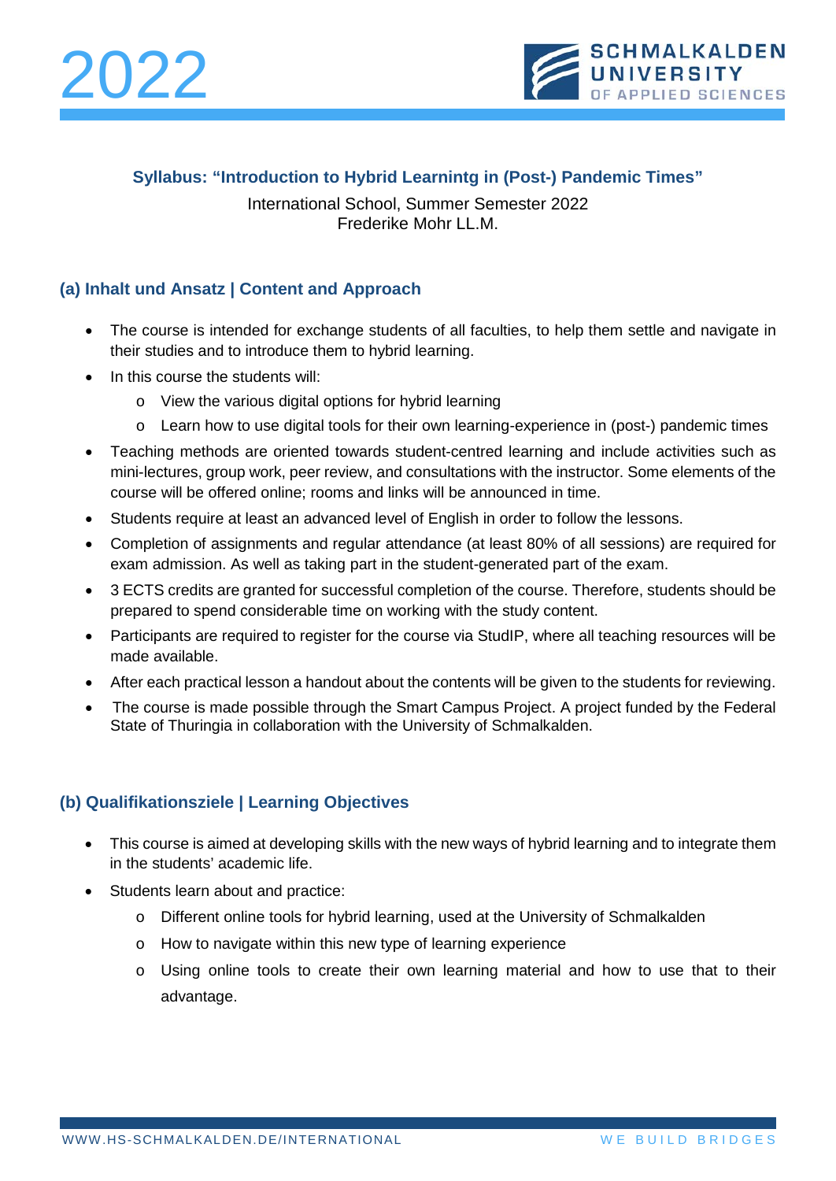2022

# Syllabus: "Introduction to Hybrid Learningt in (Post-) Pandemic Times"

International School, Summer Semester 2022
Frederike Mohr LL.M.

## (a) Inhalt und Ansatz | Content and Approach

- The course is intended for exchange students of all faculties, to help them settle and navigate in their studies and to introduce them to hybrid learning.
- In this course the students will:
  - View the various digital options for hybrid learning
  - Learn how to use digital tools for their own learning-experience in (post-) pandemic times
- Teaching methods are oriented towards student-centred learning and include activities such as mini-lectures, group work, peer review, and consultations with the instructor. Some elements of the course will be offered online; rooms and links will be announced in time.
- Students require at least an advanced level of English in order to follow the lessons.
- Completion of assignments and regular attendance (at least 80% of all sessions) are required for exam admission. As well as taking part in the student-generated part of the exam.
- 3 ECTS credits are granted for successful completion of the course. Therefore, students should be prepared to spend considerable time on working with the study content.
- Participants are required to register for the course via StudIP, where all teaching resources will be made available.
- After each practical lesson a handout about the contents will be given to the students for reviewing.
- The course is made possible through the Smart Campus Project. A project funded by the Federal State of Thuringia in collaboration with the University of Schmalkalden.

## (b) Qualifikationsziele | Learning Objectives

- This course is aimed at developing skills with the new ways of hybrid learning and to integrate them in the students' academic life.
- Students learn about and practice:
  - Different online tools for hybrid learning, used at the University of Schmalkalden
  - How to navigate within this new type of learning experience
  - Using online tools to create their own learning material and how to use that to their advantage.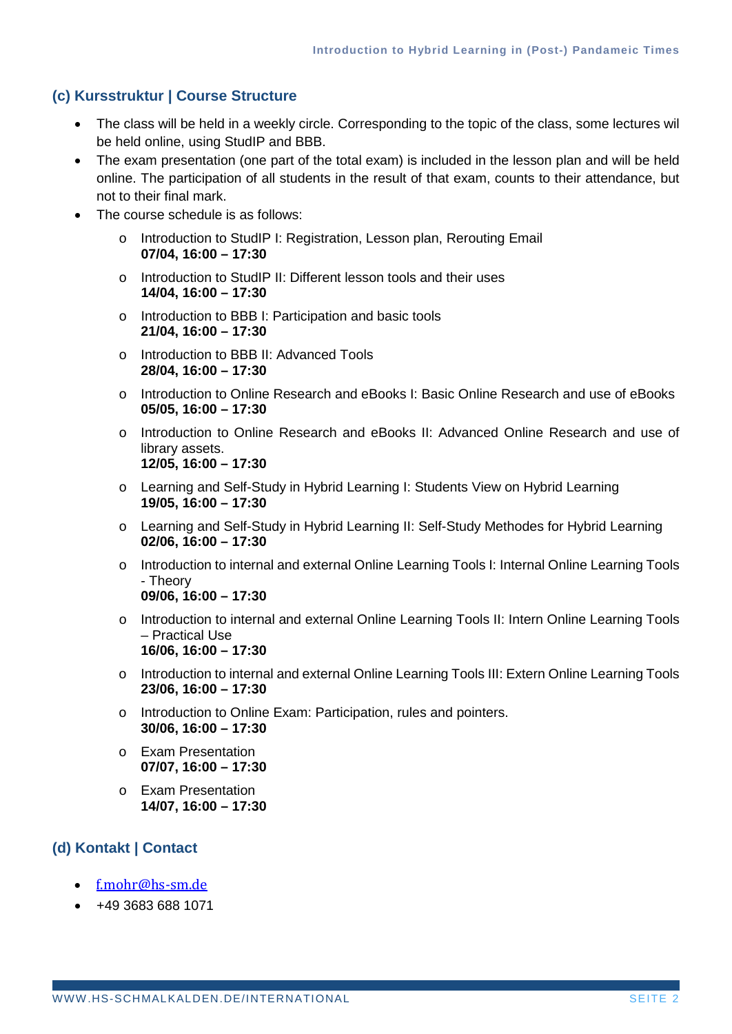## (c) Kursstruktur | Course Structure

- The class will be held in a weekly circle. Corresponding to the topic of the class, some lectures wil be held online, using StudIP and BBB.
- The exam presentation (one part of the total exam) is included in the lesson plan and will be held online. The participation of all students in the result of that exam, counts to their attendance, but not to their final mark.
- The course schedule is as follows:
  - Introduction to StudIP I: Registration, Lesson plan, Rerouting Email  
    **07/04, 16:00 – 17:30**
  - Introduction to StudIP II: Different lesson tools and their uses  
    **14/04, 16:00 – 17:30**
  - Introduction to BBB I: Participation and basic tools  
    **21/04, 16:00 – 17:30**
  - Introduction to BBB II: Advanced Tools  
    **28/04, 16:00 – 17:30**
  - Introduction to Online Research and eBooks I: Basic Online Research and use of eBooks  
    **05/05, 16:00 – 17:30**
  - Introduction to Online Research and eBooks II: Advanced Online Research and use of library assets.  
    **12/05, 16:00 – 17:30**
  - Learning and Self-Study in Hybrid Learning I: Students View on Hybrid Learning  
    **19/05, 16:00 – 17:30**
  - Learning and Self-Study in Hybrid Learning II: Self-Study Methodes for Hybrid Learning  
    **02/06, 16:00 – 17:30**
  - Introduction to internal and external Online Learning Tools I: Internal Online Learning Tools - Theory  
    **09/06, 16:00 – 17:30**
  - Introduction to internal and external Online Learning Tools II: Intern Online Learning Tools – Practical Use  
    **16/06, 16:00 – 17:30**
  - Introduction to internal and external Online Learning Tools III: Extern Online Learning Tools  
    **23/06, 16:00 – 17:30**
  - Introduction to Online Exam: Participation, rules and pointers.  
    **30/06, 16:00 – 17:30**
  - Exam Presentation  
    **07/07, 16:00 – 17:30**
  - Exam Presentation  
    **14/07, 16:00 – 17:30**

## (d) Kontakt | Contact

- f.mohr@hs-sm.de
- +49 3683 688 1071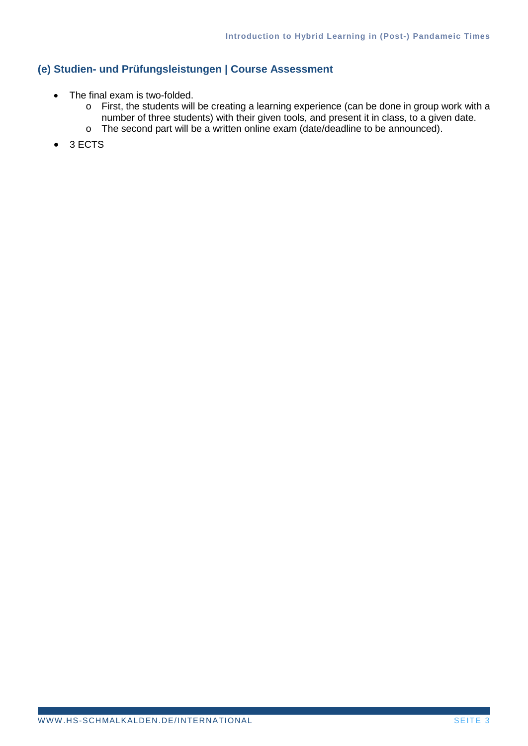### (e) Studien- und Prüfungsleistungen | Course Assessment

- The final exam is two-folded.
  - First, the students will be creating a learning experience (can be done in group work with a number of three students) with their given tools, and present it in class, to a given date.
  - The second part will be a written online exam (date/deadline to be announced).
- 3 ECTS